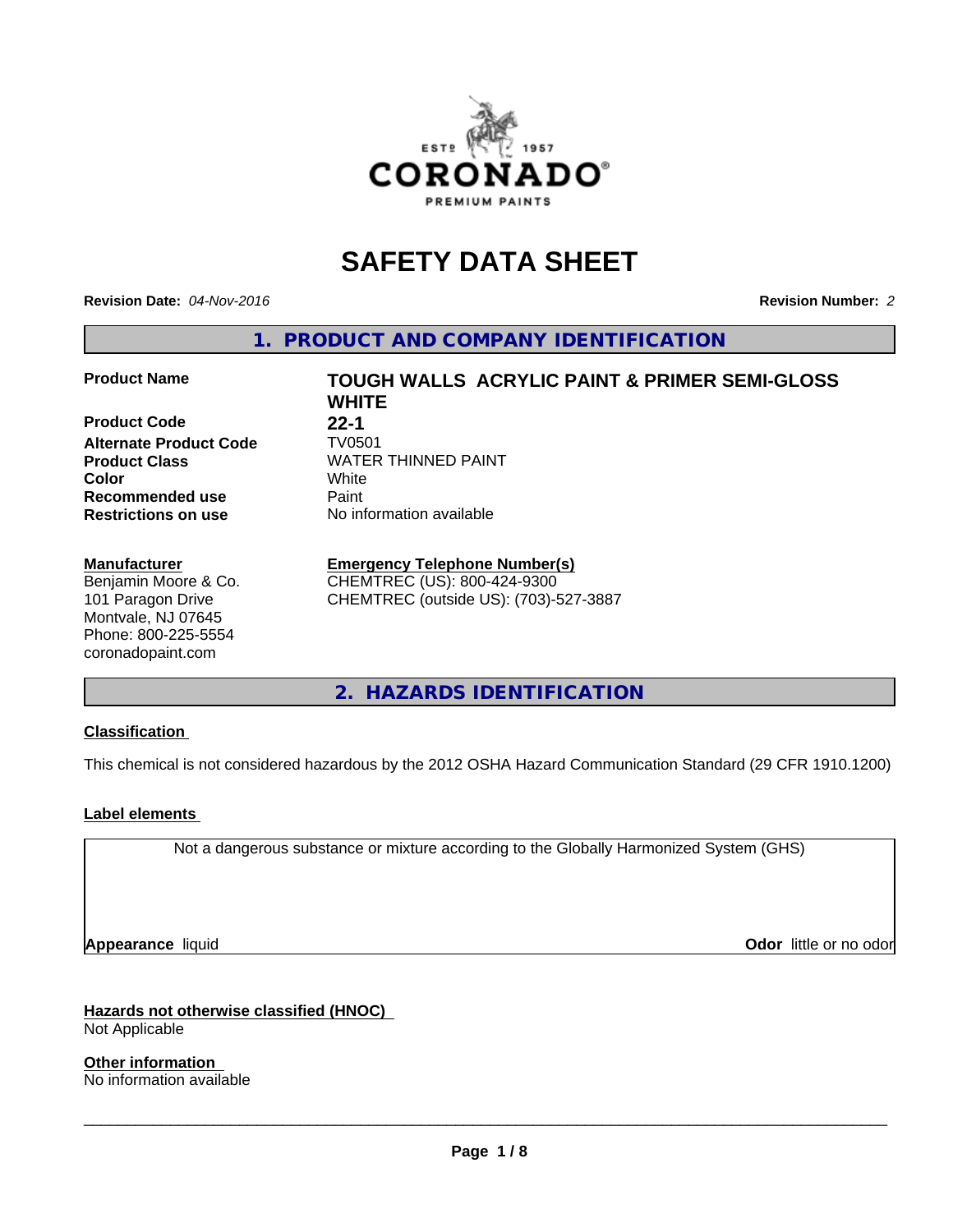# SAFETY DATA SHEET

**Revision Date:** *04-Nov-2016*

**Revision Number:** *2*

## 1. PRODUCT AND COMPANY IDENTIFICATION

| | |
|---|---|
| **Product Name** | **TOUGH WALLS ACRYLIC PAINT & PRIMER SEMI-GLOSS WHITE** |
| **Product Code** | **22-1** |
| **Alternate Product Code** | TV0501 |
| **Product Class** | WATER THINNED PAINT |
| **Color** | White |
| **Recommended use** | Paint |
| **Restrictions on use** | No information available |

**Manufacturer**
Benjamin Moore & Co.
101 Paragon Drive
Montvale, NJ 07645
Phone: 800-225-5554
coronadopaint.com

**Emergency Telephone Number(s)**
CHEMTREC (US): 800-424-9300
CHEMTREC (outside US): (703)-527-3887

## 2. HAZARDS IDENTIFICATION

### Classification

This chemical is not considered hazardous by the 2012 OSHA Hazard Communication Standard (29 CFR 1910.1200)

### Label elements

Not a dangerous substance or mixture according to the Globally Harmonized System (GHS)

**Appearance** liquid

**Odor** little or no odor

### Hazards not otherwise classified (HNOC)

Not Applicable

### Other information

No information available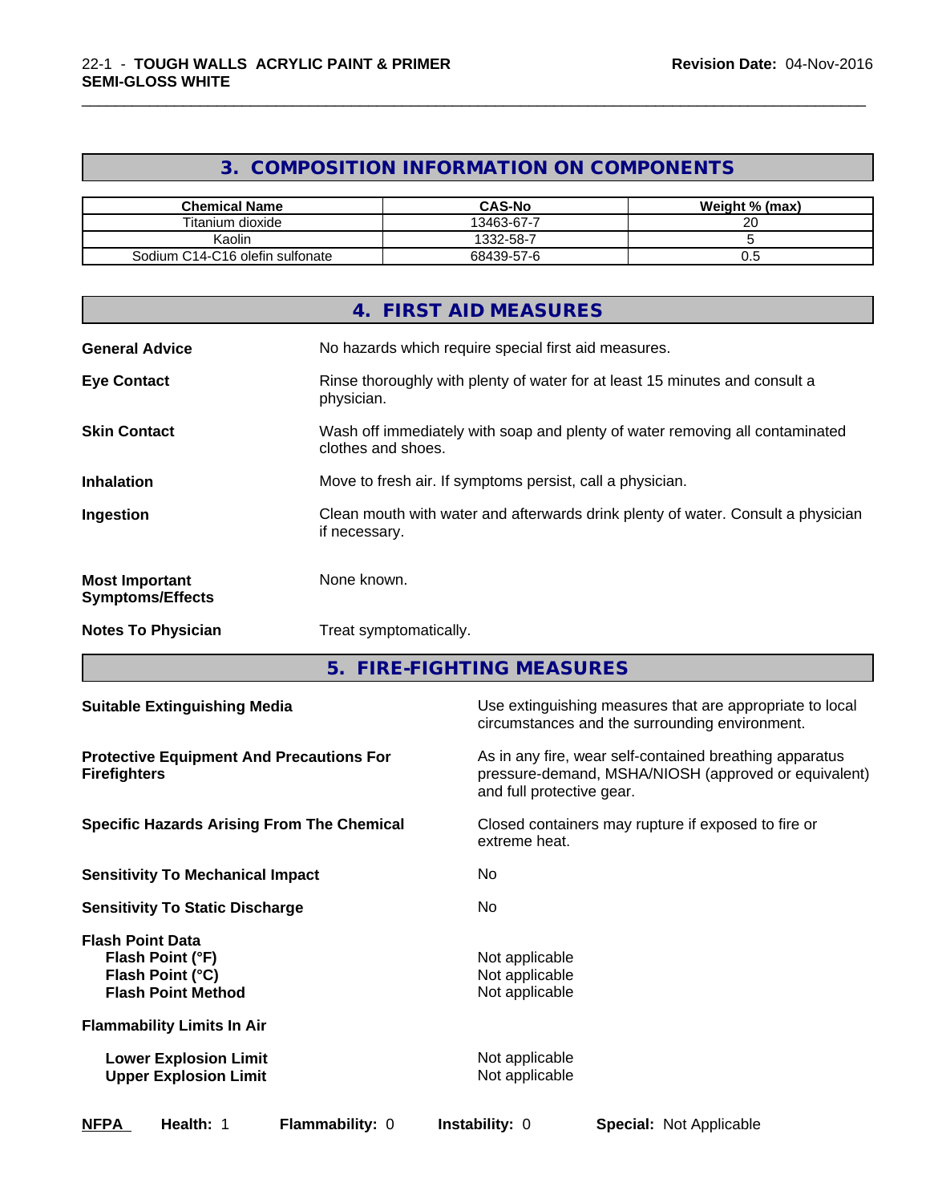## 3. COMPOSITION INFORMATION ON COMPONENTS

| Chemical Name | CAS-No | Weight % (max) |
| --- | --- | --- |
| Titanium dioxide | 13463-67-7 | 20 |
| Kaolin | 1332-58-7 | 5 |
| Sodium C14-C16 olefin sulfonate | 68439-57-6 | 0.5 |

## 4. FIRST AID MEASURES

**General Advice** No hazards which require special first aid measures.

**Eye Contact** Rinse thoroughly with plenty of water for at least 15 minutes and consult a physician.

**Skin Contact** Wash off immediately with soap and plenty of water removing all contaminated clothes and shoes.

**Inhalation** Move to fresh air. If symptoms persist, call a physician.

**Ingestion** Clean mouth with water and afterwards drink plenty of water. Consult a physician if necessary.

**Most Important Symptoms/Effects** None known.

**Notes To Physician** Treat symptomatically.

## 5. FIRE-FIGHTING MEASURES

**Suitable Extinguishing Media** Use extinguishing measures that are appropriate to local circumstances and the surrounding environment.

**Protective Equipment And Precautions For Firefighters** As in any fire, wear self-contained breathing apparatus pressure-demand, MSHA/NIOSH (approved or equivalent) and full protective gear.

**Specific Hazards Arising From The Chemical** Closed containers may rupture if exposed to fire or extreme heat.

**Sensitivity To Mechanical Impact** No

**Sensitivity To Static Discharge** No

**Flash Point Data**

- **Flash Point (°F)** Not applicable
- **Flash Point (°C)** Not applicable
- **Flash Point Method** Not applicable

**Flammability Limits In Air**

- **Lower Explosion Limit** Not applicable
- **Upper Explosion Limit** Not applicable

**NFPA** **Health:** 1 **Flammability:** 0 **Instability:** 0 **Special:** Not Applicable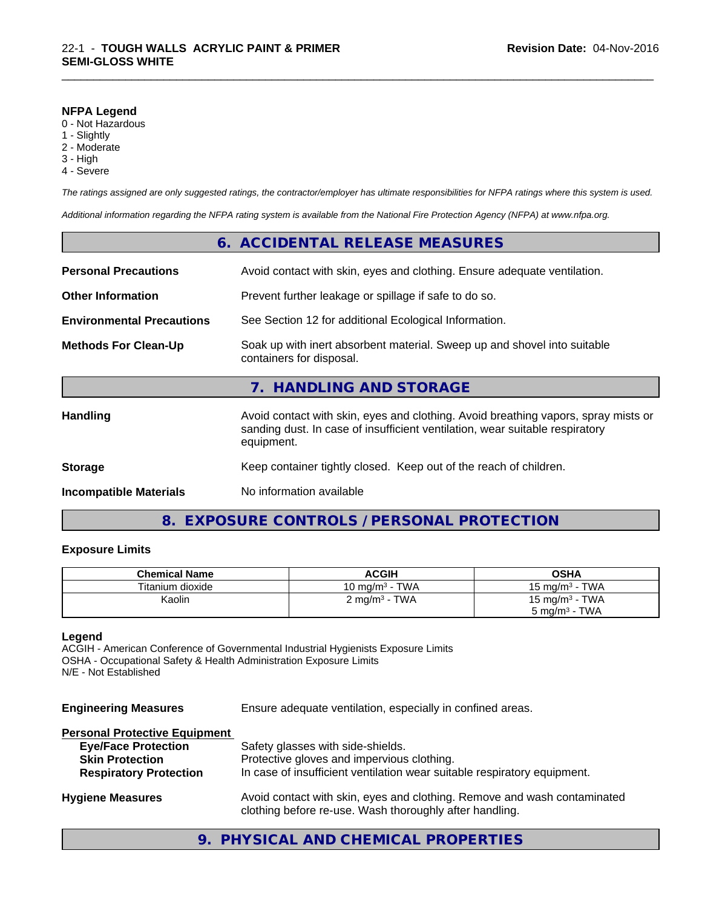**NFPA Legend**
0 - Not Hazardous
1 - Slightly
2 - Moderate
3 - High
4 - Severe

*The ratings assigned are only suggested ratings, the contractor/employer has ultimate responsibilities for NFPA ratings where this system is used.*

*Additional information regarding the NFPA rating system is available from the National Fire Protection Agency (NFPA) at www.nfpa.org.*

## 6. ACCIDENTAL RELEASE MEASURES

**Personal Precautions** Avoid contact with skin, eyes and clothing. Ensure adequate ventilation.

**Other Information** Prevent further leakage or spillage if safe to do so.

**Environmental Precautions** See Section 12 for additional Ecological Information.

**Methods For Clean-Up** Soak up with inert absorbent material. Sweep up and shovel into suitable containers for disposal.

## 7. HANDLING AND STORAGE

**Handling** Avoid contact with skin, eyes and clothing. Avoid breathing vapors, spray mists or sanding dust. In case of insufficient ventilation, wear suitable respiratory equipment.

**Storage** Keep container tightly closed. Keep out of the reach of children.

**Incompatible Materials** No information available

## 8. EXPOSURE CONTROLS / PERSONAL PROTECTION

### Exposure Limits

| Chemical Name | ACGIH | OSHA |
|---|---|---|
| Titanium dioxide | 10 mg/m³ - TWA | 15 mg/m³ - TWA |
| Kaolin | 2 mg/m³ - TWA | 15 mg/m³ - TWA<br>5 mg/m³ - TWA |

**Legend**
ACGIH - American Conference of Governmental Industrial Hygienists Exposure Limits
OSHA - Occupational Safety & Health Administration Exposure Limits
N/E - Not Established

**Engineering Measures** Ensure adequate ventilation, especially in confined areas.

**Personal Protective Equipment**

- **Eye/Face Protection** Safety glasses with side-shields.
- **Skin Protection** Protective gloves and impervious clothing.
- **Respiratory Protection** In case of insufficient ventilation wear suitable respiratory equipment.

**Hygiene Measures** Avoid contact with skin, eyes and clothing. Remove and wash contaminated clothing before re-use. Wash thoroughly after handling.

## 9. PHYSICAL AND CHEMICAL PROPERTIES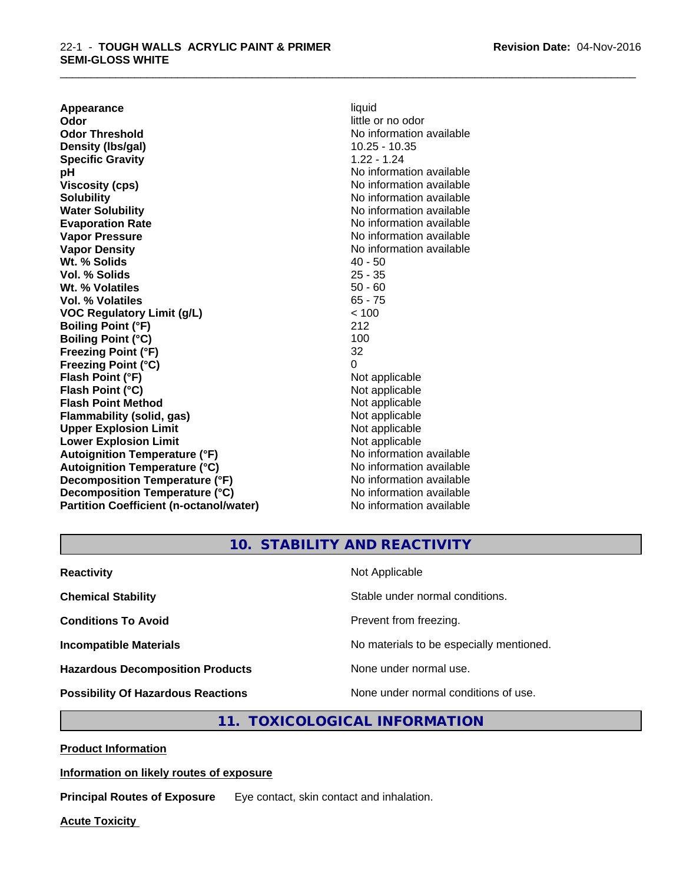| | |
|---|---|
| **Appearance** | liquid |
| **Odor** | little or no odor |
| **Odor Threshold** | No information available |
| **Density (lbs/gal)** | 10.25 - 10.35 |
| **Specific Gravity** | 1.22 - 1.24 |
| **pH** | No information available |
| **Viscosity (cps)** | No information available |
| **Solubility** | No information available |
| **Water Solubility** | No information available |
| **Evaporation Rate** | No information available |
| **Vapor Pressure** | No information available |
| **Vapor Density** | No information available |
| **Wt. % Solids** | 40 - 50 |
| **Vol. % Solids** | 25 - 35 |
| **Wt. % Volatiles** | 50 - 60 |
| **Vol. % Volatiles** | 65 - 75 |
| **VOC Regulatory Limit (g/L)** | < 100 |
| **Boiling Point (°F)** | 212 |
| **Boiling Point (°C)** | 100 |
| **Freezing Point (°F)** | 32 |
| **Freezing Point (°C)** | 0 |
| **Flash Point (°F)** | Not applicable |
| **Flash Point (°C)** | Not applicable |
| **Flash Point Method** | Not applicable |
| **Flammability (solid, gas)** | Not applicable |
| **Upper Explosion Limit** | Not applicable |
| **Lower Explosion Limit** | Not applicable |
| **Autoignition Temperature (°F)** | No information available |
| **Autoignition Temperature (°C)** | No information available |
| **Decomposition Temperature (°F)** | No information available |
| **Decomposition Temperature (°C)** | No information available |
| **Partition Coefficient (n-octanol/water)** | No information available |

## 10. STABILITY AND REACTIVITY

| | |
|---|---|
| **Reactivity** | Not Applicable |
| **Chemical Stability** | Stable under normal conditions. |
| **Conditions To Avoid** | Prevent from freezing. |
| **Incompatible Materials** | No materials to be especially mentioned. |
| **Hazardous Decomposition Products** | None under normal use. |
| **Possibility Of Hazardous Reactions** | None under normal conditions of use. |

## 11. TOXICOLOGICAL INFORMATION

**Product Information**

**Information on likely routes of exposure**

**Principal Routes of Exposure** Eye contact, skin contact and inhalation.

**Acute Toxicity**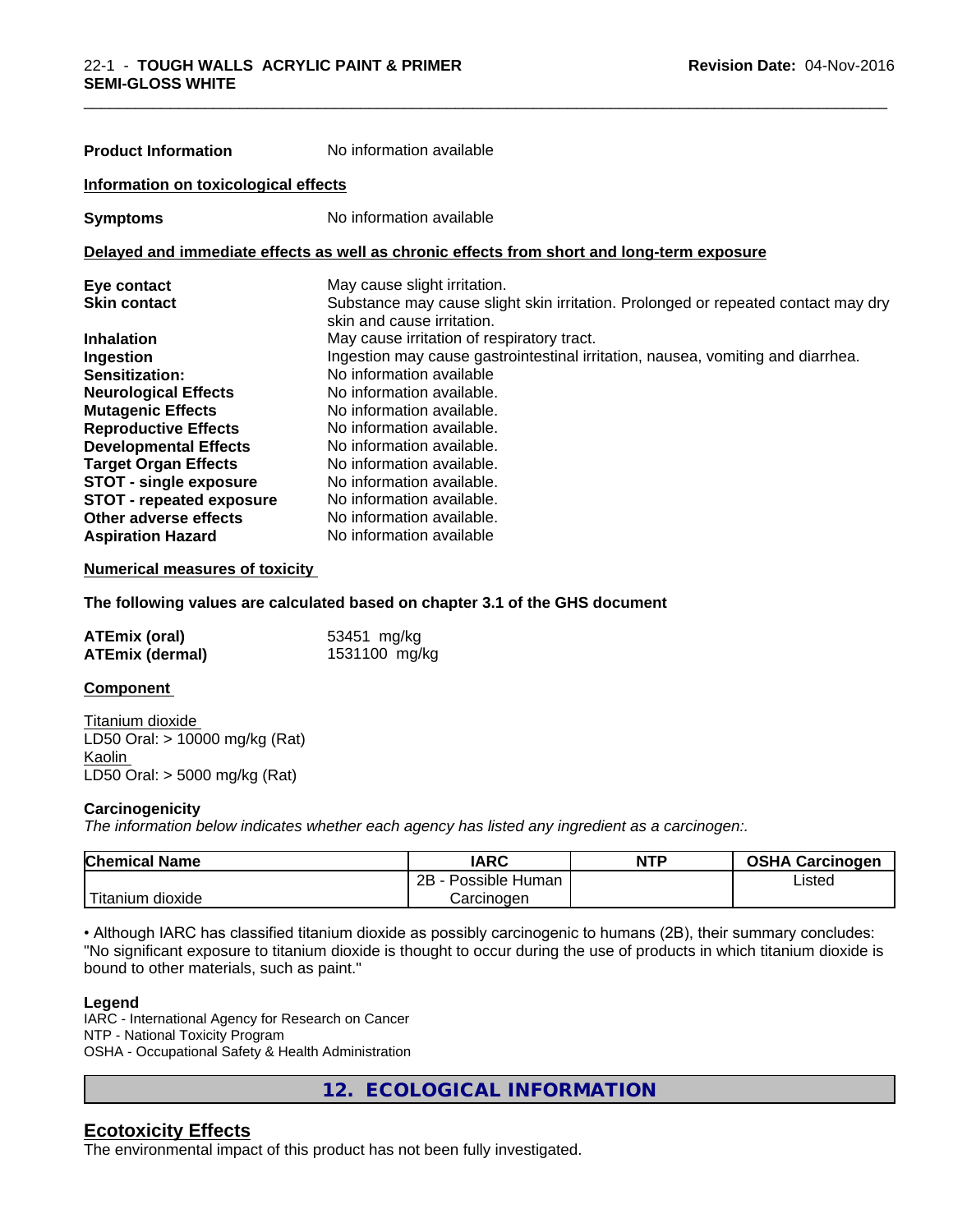| | |
|---|---|
| **Product Information** | No information available |

**Information on toxicological effects**

| | |
|---|---|
| **Symptoms** | No information available |

**Delayed and immediate effects as well as chronic effects from short and long-term exposure**

| | |
|---|---|
| **Eye contact** | May cause slight irritation. |
| **Skin contact** | Substance may cause slight skin irritation. Prolonged or repeated contact may dry skin and cause irritation. |
| **Inhalation** | May cause irritation of respiratory tract. |
| **Ingestion** | Ingestion may cause gastrointestinal irritation, nausea, vomiting and diarrhea. |
| **Sensitization:** | No information available |
| **Neurological Effects** | No information available. |
| **Mutagenic Effects** | No information available. |
| **Reproductive Effects** | No information available. |
| **Developmental Effects** | No information available. |
| **Target Organ Effects** | No information available. |
| **STOT - single exposure** | No information available. |
| **STOT - repeated exposure** | No information available. |
| **Other adverse effects** | No information available. |
| **Aspiration Hazard** | No information available |

**Numerical measures of toxicity**

**The following values are calculated based on chapter 3.1 of the GHS document**

| | |
|---|---|
| **ATEmix (oral)** | 53451 mg/kg |
| **ATEmix (dermal)** | 1531100 mg/kg |

**Component**

Titanium dioxide
LD50 Oral: > 10000 mg/kg (Rat)
Kaolin
LD50 Oral: > 5000 mg/kg (Rat)

**Carcinogenicity**

*The information below indicates whether each agency has listed any ingredient as a carcinogen:.*

| Chemical Name | IARC | NTP | OSHA Carcinogen |
|---|---|---|---|
| Titanium dioxide | 2B - Possible Human Carcinogen | | Listed |

• Although IARC has classified titanium dioxide as possibly carcinogenic to humans (2B), their summary concludes: "No significant exposure to titanium dioxide is thought to occur during the use of products in which titanium dioxide is bound to other materials, such as paint."

**Legend**

IARC - International Agency for Research on Cancer
NTP - National Toxicity Program
OSHA - Occupational Safety & Health Administration

## 12. ECOLOGICAL INFORMATION

### Ecotoxicity Effects

The environmental impact of this product has not been fully investigated.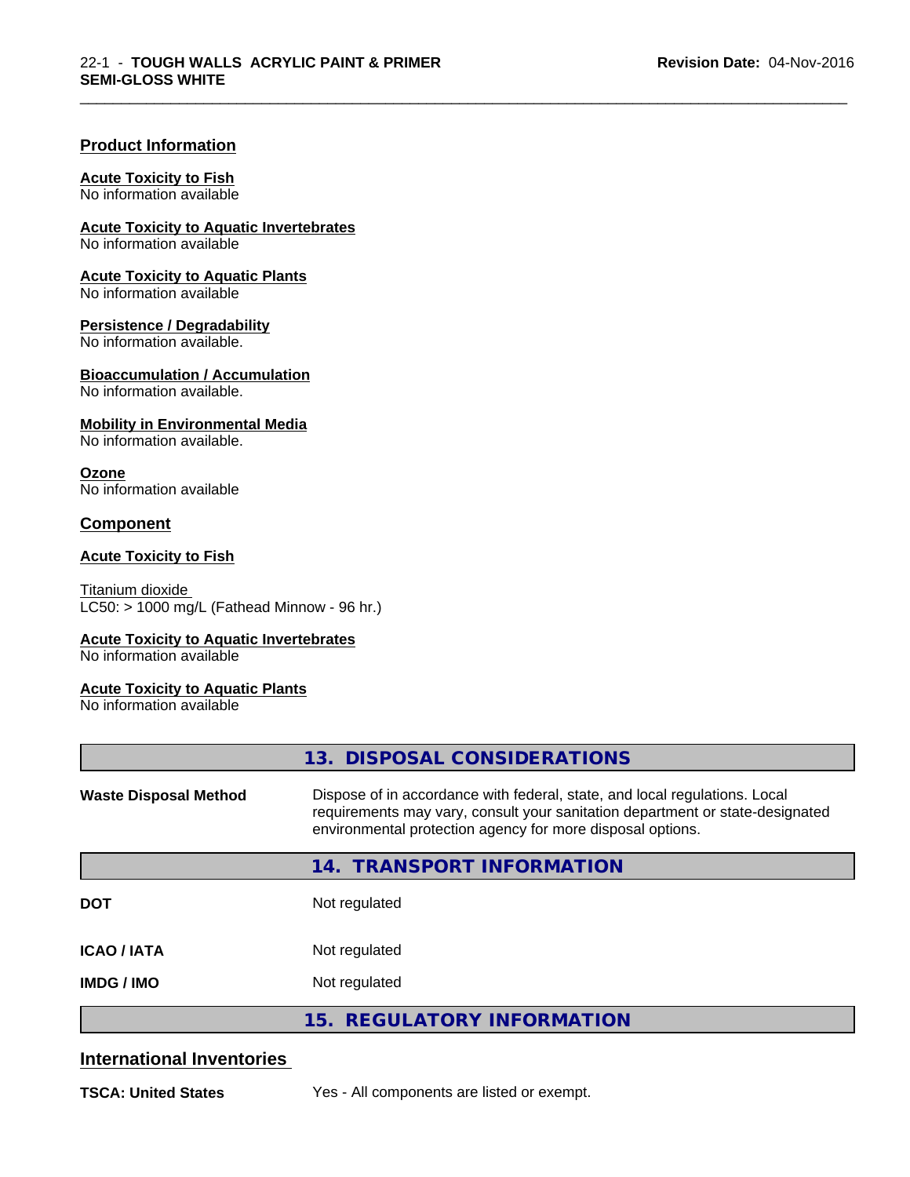## Product Information

**Acute Toxicity to Fish**
No information available

**Acute Toxicity to Aquatic Invertebrates**
No information available

**Acute Toxicity to Aquatic Plants**
No information available

**Persistence / Degradability**
No information available.

**Bioaccumulation / Accumulation**
No information available.

**Mobility in Environmental Media**
No information available.

**Ozone**
No information available

## Component

**Acute Toxicity to Fish**

Titanium dioxide
LC50: > 1000 mg/L (Fathead Minnow - 96 hr.)

**Acute Toxicity to Aquatic Invertebrates**
No information available

**Acute Toxicity to Aquatic Plants**
No information available

## 13. DISPOSAL CONSIDERATIONS

| | |
|---|---|
| **Waste Disposal Method** | Dispose of in accordance with federal, state, and local regulations. Local requirements may vary, consult your sanitation department or state-designated environmental protection agency for more disposal options. |

## 14. TRANSPORT INFORMATION

| | |
|---|---|
| **DOT** | Not regulated |
| **ICAO / IATA** | Not regulated |
| **IMDG / IMO** | Not regulated |

## 15. REGULATORY INFORMATION

### International Inventories

| | |
|---|---|
| **TSCA: United States** | Yes - All components are listed or exempt. |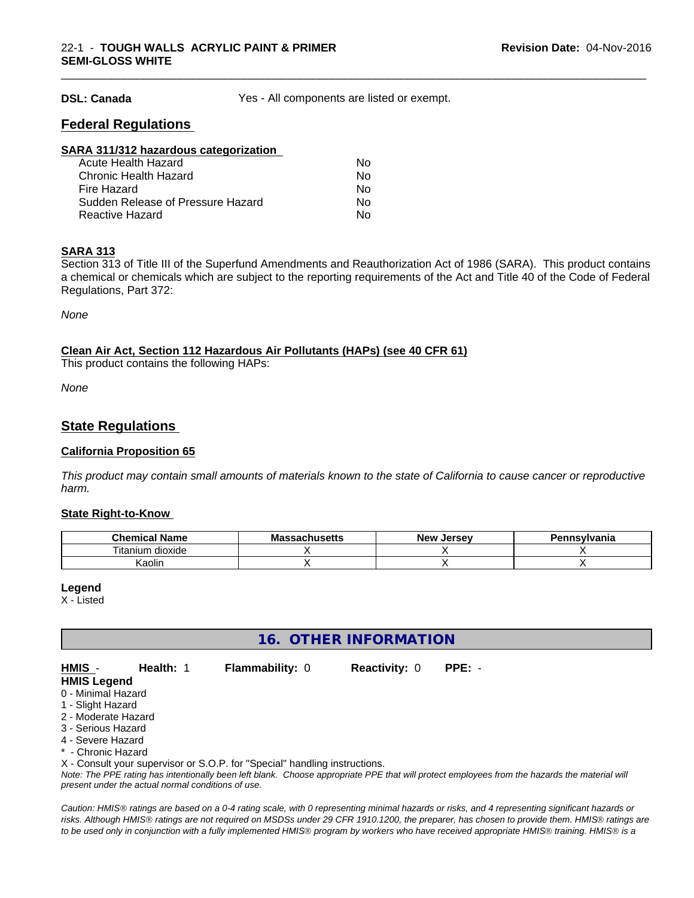**DSL: Canada** Yes - All components are listed or exempt.

## Federal Regulations

**SARA 311/312 hazardous categorization**

| | |
|---|---|
| Acute Health Hazard | No |
| Chronic Health Hazard | No |
| Fire Hazard | No |
| Sudden Release of Pressure Hazard | No |
| Reactive Hazard | No |

**SARA 313**

Section 313 of Title III of the Superfund Amendments and Reauthorization Act of 1986 (SARA). This product contains a chemical or chemicals which are subject to the reporting requirements of the Act and Title 40 of the Code of Federal Regulations, Part 372:

*None*

**Clean Air Act, Section 112 Hazardous Air Pollutants (HAPs) (see 40 CFR 61)**

This product contains the following HAPs:

*None*

## State Regulations

**California Proposition 65**

*This product may contain small amounts of materials known to the state of California to cause cancer or reproductive harm.*

**State Right-to-Know**

| Chemical Name | Massachusetts | New Jersey | Pennsylvania |
|---|---|---|---|
| Titanium dioxide | X | X | X |
| Kaolin | X | X | X |

**Legend**

X - Listed

## 16. OTHER INFORMATION

**HMIS** - **Health:** 1 **Flammability:** 0 **Reactivity:** 0 **PPE:** -

**HMIS Legend**

0 - Minimal Hazard
1 - Slight Hazard
2 - Moderate Hazard
3 - Serious Hazard
4 - Severe Hazard
* - Chronic Hazard
X - Consult your supervisor or S.O.P. for "Special" handling instructions.

*Note: The PPE rating has intentionally been left blank. Choose appropriate PPE that will protect employees from the hazards the material will present under the actual normal conditions of use.*

*Caution: HMIS® ratings are based on a 0-4 rating scale, with 0 representing minimal hazards or risks, and 4 representing significant hazards or risks. Although HMIS® ratings are not required on MSDSs under 29 CFR 1910.1200, the preparer, has chosen to provide them. HMIS® ratings are to be used only in conjunction with a fully implemented HMIS® program by workers who have received appropriate HMIS® training. HMIS® is a*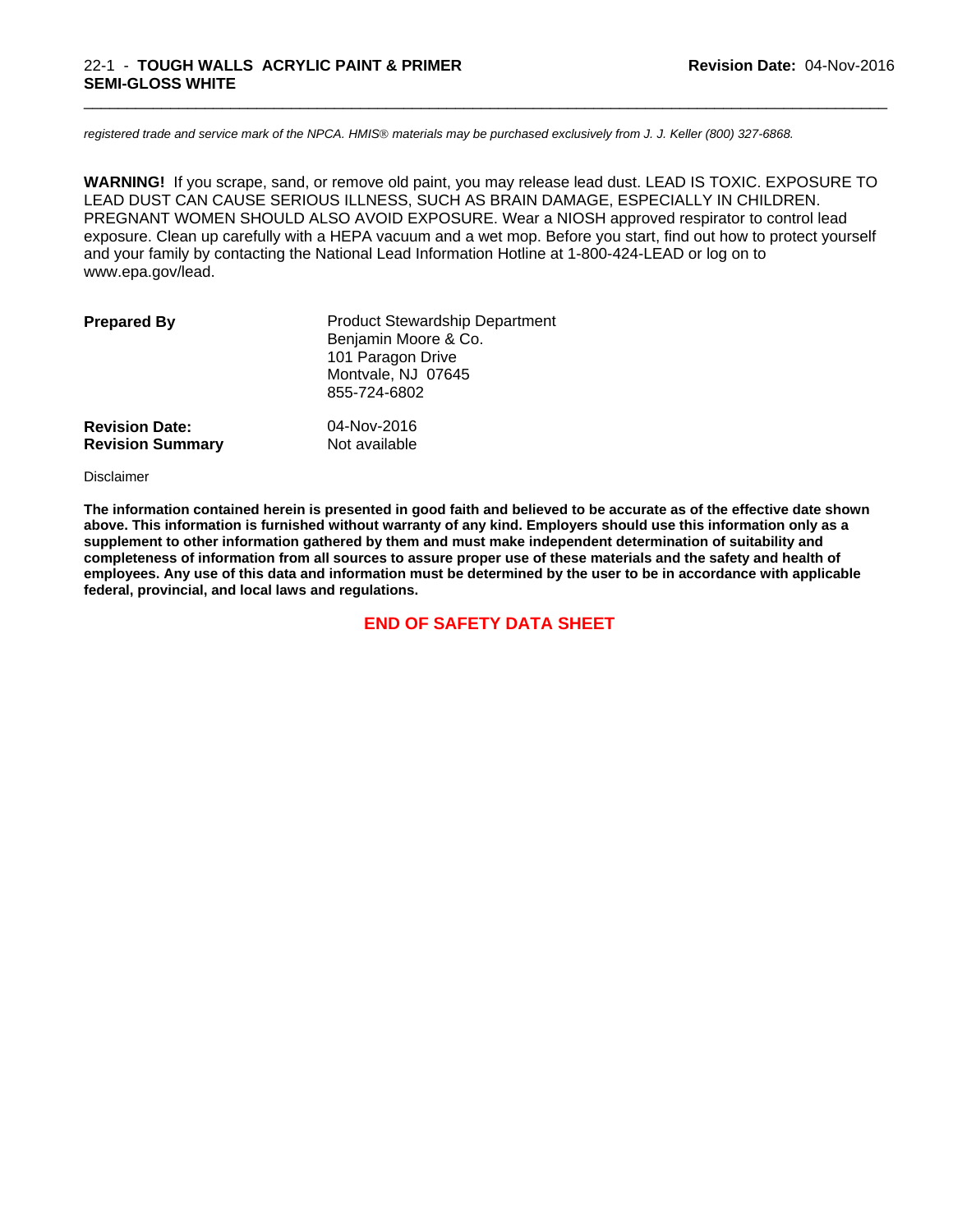*registered trade and service mark of the NPCA. HMIS® materials may be purchased exclusively from J. J. Keller (800) 327-6868.*

**WARNING!** If you scrape, sand, or remove old paint, you may release lead dust. LEAD IS TOXIC. EXPOSURE TO LEAD DUST CAN CAUSE SERIOUS ILLNESS, SUCH AS BRAIN DAMAGE, ESPECIALLY IN CHILDREN. PREGNANT WOMEN SHOULD ALSO AVOID EXPOSURE. Wear a NIOSH approved respirator to control lead exposure. Clean up carefully with a HEPA vacuum and a wet mop. Before you start, find out how to protect yourself and your family by contacting the National Lead Information Hotline at 1-800-424-LEAD or log on to www.epa.gov/lead.

| | |
|---|---|
| **Prepared By** | Product Stewardship Department<br>Benjamin Moore & Co.<br>101 Paragon Drive<br>Montvale, NJ 07645<br>855-724-6802 |
| **Revision Date:** | 04-Nov-2016 |
| **Revision Summary** | Not available |

Disclaimer

**The information contained herein is presented in good faith and believed to be accurate as of the effective date shown above. This information is furnished without warranty of any kind. Employers should use this information only as a supplement to other information gathered by them and must make independent determination of suitability and completeness of information from all sources to assure proper use of these materials and the safety and health of employees. Any use of this data and information must be determined by the user to be in accordance with applicable federal, provincial, and local laws and regulations.**

**END OF SAFETY DATA SHEET**